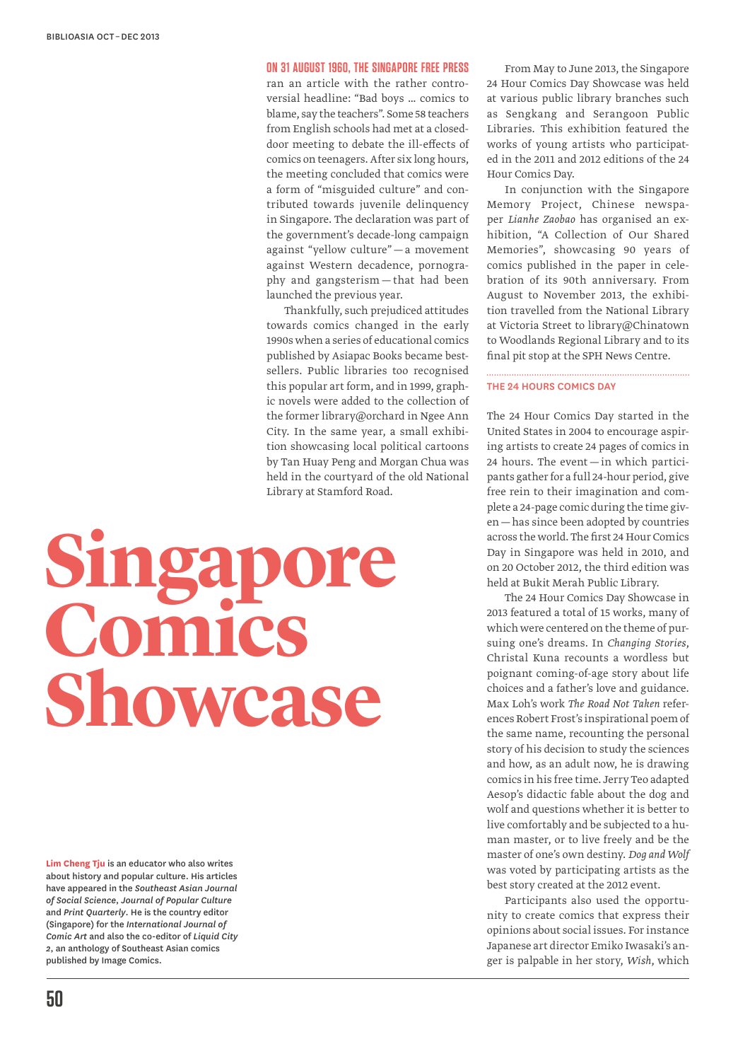# Singapore Comics Showcase

**Lim Cheng Tju** is an educator who also writes about history and popular culture. His articles have appeared in the *Southeast Asian Journal of Social Science*, *Journal of Popular Culture* and *Print Quarterly*. He is the country editor (Singapore) for the *International Journal of Comic Art* and also the co-editor of *Liquid City 2*, an anthology of Southeast Asian comics published by Image Comics.

**ON 31 AUGUST 1960, THE SINGAPORE FREE PRESS** ran an article with the rather controversial headline: "Bad boys … comics to blame, say the teachers". Some 58 teachers from English schools had met at a closed-door meeting to debate the ill-effects of comics on teenagers. After six long hours, the meeting concluded that comics were a form of "misguided culture" and contributed towards juvenile delinquency in Singapore. The declaration was part of the government's decade-long campaign against "yellow culture" — a movement against Western decadence, pornography and gangsterism — that had been launched the previous year.

Thankfully, such prejudiced attitudes towards comics changed in the early 1990s when a series of educational comics published by Asiapac Books became bestsellers. Public libraries too recognised this popular art form, and in 1999, graphic novels were added to the collection of the former library@orchard in Ngee Ann City. In the same year, a small exhibition showcasing local political cartoons by Tan Huay Peng and Morgan Chua was held in the courtyard of the old National Library at Stamford Road.

From May to June 2013, the Singapore 24 Hour Comics Day Showcase was held at various public library branches such as Sengkang and Serangoon Public Libraries. This exhibition featured the works of young artists who participated in the 2011 and 2012 editions of the 24 Hour Comics Day.

In conjunction with the Singapore Memory Project, Chinese newspaper *Lianhe Zaobao* has organised an exhibition, "A Collection of Our Shared Memories", showcasing 90 years of comics published in the paper in celebration of its 90th anniversary. From August to November 2013, the exhibition travelled from the National Library at Victoria Street to library@Chinatown to Woodlands Regional Library and to its final pit stop at the SPH News Centre.

## THE 24 HOURS COMICS DAY

The 24 Hour Comics Day started in the United States in 2004 to encourage aspiring artists to create 24 pages of comics in 24 hours. The event — in which participants gather for a full 24-hour period, give free rein to their imagination and complete a 24-page comic during the time given — has since been adopted by countries across the world. The first 24 Hour Comics Day in Singapore was held in 2010, and on 20 October 2012, the third edition was held at Bukit Merah Public Library.

The 24 Hour Comics Day Showcase in 2013 featured a total of 15 works, many of which were centered on the theme of pursuing one's dreams. In *Changing Stories*, Christal Kuna recounts a wordless but poignant coming-of-age story about life choices and a father's love and guidance. Max Loh's work *The Road Not Taken* references Robert Frost's inspirational poem of the same name, recounting the personal story of his decision to study the sciences and how, as an adult now, he is drawing comics in his free time. Jerry Teo adapted Aesop's didactic fable about the dog and wolf and questions whether it is better to live comfortably and be subjected to a human master, or to live freely and be the master of one's own destiny. *Dog and Wolf* was voted by participating artists as the best story created at the 2012 event.

Participants also used the opportunity to create comics that express their opinions about social issues. For instance Japanese art director Emiko Iwasaki's anger is palpable in her story, *Wish*, which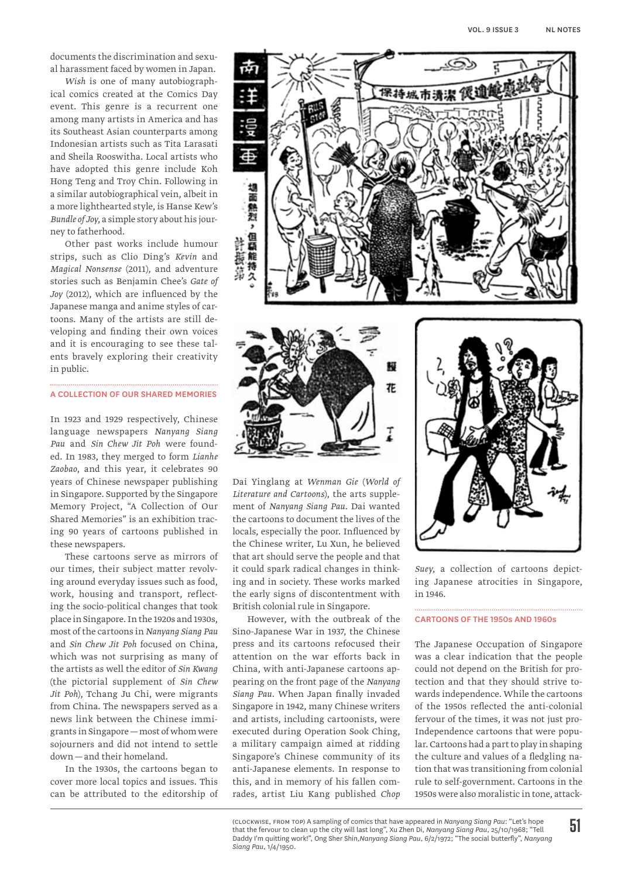documents the discrimination and sexual harassment faced by women in Japan.

*Wish* is one of many autobiographical comics created at the Comics Day event. This genre is a recurrent one among many artists in America and has its Southeast Asian counterparts among Indonesian artists such as Tita Larasati and Sheila Rooswitha. Local artists who have adopted this genre include Koh Hong Teng and Troy Chin. Following in a similar autobiographical vein, albeit in a more lighthearted style, is Hanse Kew's *Bundle of Joy*, a simple story about his journey to fatherhood.

Other past works include humour strips, such as Clio Ding's *Kevin* and *Magical Nonsense* (2011), and adventure stories such as Benjamin Chee's *Gate of Joy* (2012), which are influenced by the Japanese manga and anime styles of cartoons. Many of the artists are still developing and finding their own voices and it is encouraging to see these talents bravely exploring their creativity in public.

## A COLLECTION OF OUR SHARED MEMORIES

In 1923 and 1929 respectively, Chinese language newspapers *Nanyang Siang Pau* and *Sin Chew Jit Poh* were founded. In 1983, they merged to form *Lianhe Zaobao*, and this year, it celebrates 90 years of Chinese newspaper publishing in Singapore. Supported by the Singapore Memory Project, "A Collection of Our Shared Memories" is an exhibition tracing 90 years of cartoons published in these newspapers.

These cartoons serve as mirrors of our times, their subject matter revolving around everyday issues such as food, work, housing and transport, reflecting the socio-political changes that took place in Singapore. In the 1920s and 1930s, most of the cartoons in *Nanyang Siang Pau* and *Sin Chew Jit Poh* focused on China, which was not surprising as many of the artists as well the editor of *Sin Kwang* (the pictorial supplement of *Sin Chew Jit Poh*), Tchang Ju Chi, were migrants from China. The newspapers served as a news link between the Chinese immigrants in Singapore — most of whom were sojourners and did not intend to settle down — and their homeland.

In the 1930s, the cartoons began to cover more local topics and issues. This can be attributed to the editorship of Dai Yinglang at *Wenman Gie* (*World of Literature and Cartoons*), the arts supplement of *Nanyang Siang Pau*. Dai wanted the cartoons to document the lives of the locals, especially the poor. Influenced by the Chinese writer, Lu Xun, he believed that art should serve the people and that it could spark radical changes in thinking and in society. These works marked the early signs of discontentment with British colonial rule in Singapore.

However, with the outbreak of the Sino-Japanese War in 1937, the Chinese press and its cartoons refocused their attention on the war efforts back in China, with anti-Japanese cartoons appearing on the front page of the *Nanyang Siang Pau*. When Japan finally invaded Singapore in 1942, many Chinese writers and artists, including cartoonists, were executed during Operation Sook Ching, a military campaign aimed at ridding Singapore's Chinese community of its anti-Japanese elements. In response to this, and in memory of his fallen comrades, artist Liu Kang published *Chop Suey*, a collection of cartoons depicting Japanese atrocities in Singapore, in 1946.

## CARTOONS OF THE 1950s AND 1960s

The Japanese Occupation of Singapore was a clear indication that the people could not depend on the British for protection and that they should strive towards independence. While the cartoons of the 1950s reflected the anti-colonial fervour of the times, it was not just pro-Independence cartoons that were popular. Cartoons had a part to play in shaping the culture and values of a fledgling nation that was transitioning from colonial rule to self-government. Cartoons in the 1950s were also moralistic in tone, attack-

(CLOCKWISE, FROM TOP) A sampling of comics that have appeared in *Nanyang Siang Pau*: "Let's hope that the fervour to clean up the city will last long", Xu Zhen Di, *Nanyang Siang Pau*, 25/10/1968; "Tell Daddy I'm quitting work!", Ong Sher Shin, *Nanyang Siang Pau*, 6/2/1972; "The social butterfly", *Nanyang Siang Pau*, 1/4/1950.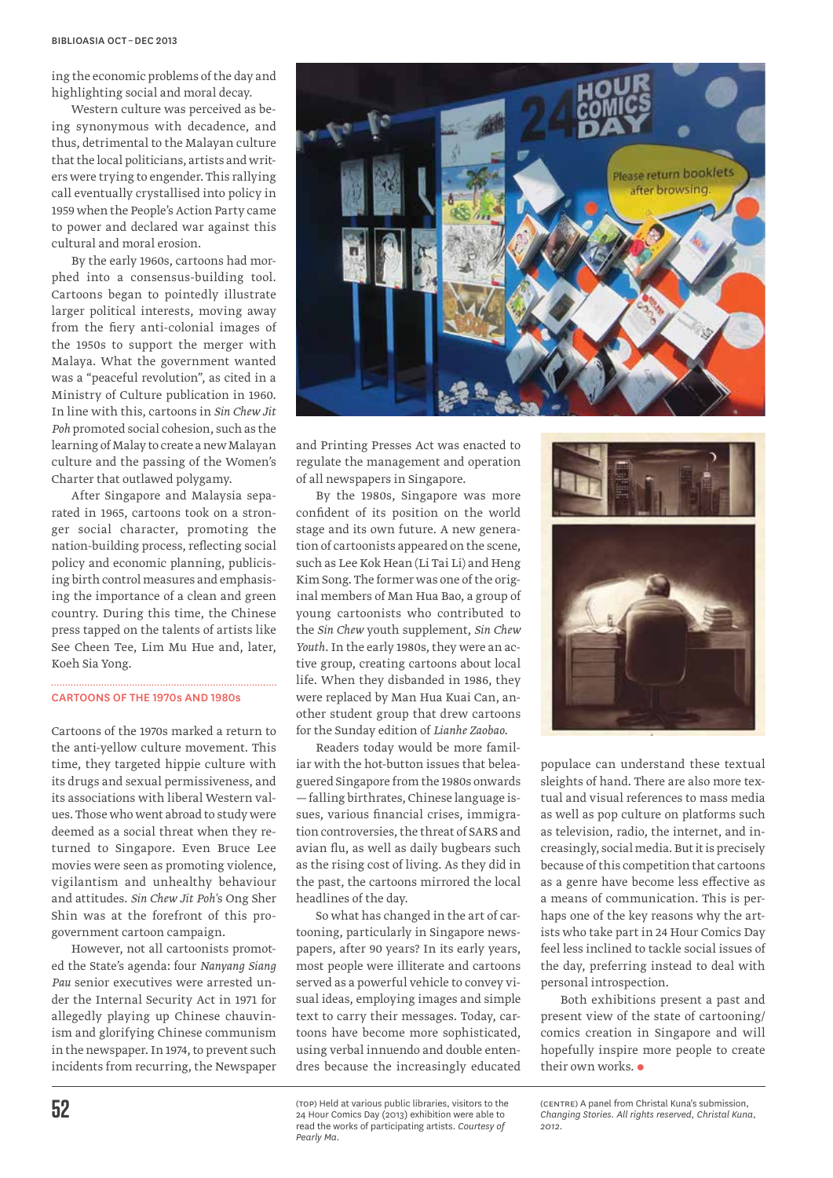ing the economic problems of the day and highlighting social and moral decay.

Western culture was perceived as being synonymous with decadence, and thus, detrimental to the Malayan culture that the local politicians, artists and writers were trying to engender. This rallying call eventually crystallised into policy in 1959 when the People's Action Party came to power and declared war against this cultural and moral erosion.

By the early 1960s, cartoons had morphed into a consensus-building tool. Cartoons began to pointedly illustrate larger political interests, moving away from the fiery anti-colonial images of the 1950s to support the merger with Malaya. What the government wanted was a "peaceful revolution", as cited in a Ministry of Culture publication in 1960. In line with this, cartoons in *Sin Chew Jit Poh* promoted social cohesion, such as the learning of Malay to create a new Malayan culture and the passing of the Women's Charter that outlawed polygamy.

After Singapore and Malaysia separated in 1965, cartoons took on a stronger social character, promoting the nation-building process, reflecting social policy and economic planning, publicising birth control measures and emphasising the importance of a clean and green country. During this time, the Chinese press tapped on the talents of artists like See Cheen Tee, Lim Mu Hue and, later, Koeh Sia Yong.

## CARTOONS OF THE 1970s AND 1980s

Cartoons of the 1970s marked a return to the anti-yellow culture movement. This time, they targeted hippie culture with its drugs and sexual permissiveness, and its associations with liberal Western values. Those who went abroad to study were deemed as a social threat when they returned to Singapore. Even Bruce Lee movies were seen as promoting violence, vigilantism and unhealthy behaviour and attitudes. *Sin Chew Jit Poh's* Ong Sher Shin was at the forefront of this pro-government cartoon campaign.

However, not all cartoonists promoted the State's agenda: four *Nanyang Siang Pau* senior executives were arrested under the Internal Security Act in 1971 for allegedly playing up Chinese chauvinism and glorifying Chinese communism in the newspaper. In 1974, to prevent such incidents from recurring, the Newspaper and Printing Presses Act was enacted to regulate the management and operation of all newspapers in Singapore.

By the 1980s, Singapore was more confident of its position on the world stage and its own future. A new generation of cartoonists appeared on the scene, such as Lee Kok Hean (Li Tai Li) and Heng Kim Song. The former was one of the original members of Man Hua Bao, a group of young cartoonists who contributed to the *Sin Chew* youth supplement, *Sin Chew Youth*. In the early 1980s, they were an active group, creating cartoons about local life. When they disbanded in 1986, they were replaced by Man Hua Kuai Can, another student group that drew cartoons for the Sunday edition of *Lianhe Zaobao*.

Readers today would be more familiar with the hot-button issues that beleaguered Singapore from the 1980s onwards — falling birthrates, Chinese language issues, various financial crises, immigration controversies, the threat of SARS and avian flu, as well as daily bugbears such as the rising cost of living. As they did in the past, the cartoons mirrored the local headlines of the day.

So what has changed in the art of cartooning, particularly in Singapore newspapers, after 90 years? In its early years, most people were illiterate and cartoons served as a powerful vehicle to convey visual ideas, employing images and simple text to carry their messages. Today, cartoons have become more sophisticated, using verbal innuendo and double entendres because the increasingly educated populace can understand these textual sleights of hand. There are also more textual and visual references to mass media as well as pop culture on platforms such as television, radio, the internet, and increasingly, social media. But it is precisely because of this competition that cartoons as a genre have become less effective as a means of communication. This is perhaps one of the key reasons why the artists who take part in 24 Hour Comics Day feel less inclined to tackle social issues of the day, preferring instead to deal with personal introspection.

Both exhibitions present a past and present view of the state of cartooning/comics creation in Singapore and will hopefully inspire more people to create their own works. ●

(TOP) Held at various public libraries, visitors to the 24 Hour Comics Day (2013) exhibition were able to read the works of participating artists. *Courtesy of Pearly Ma.*

(CENTRE) A panel from Christal Kuna's submission, *Changing Stories. All rights reserved, Christal Kuna, 2012.*